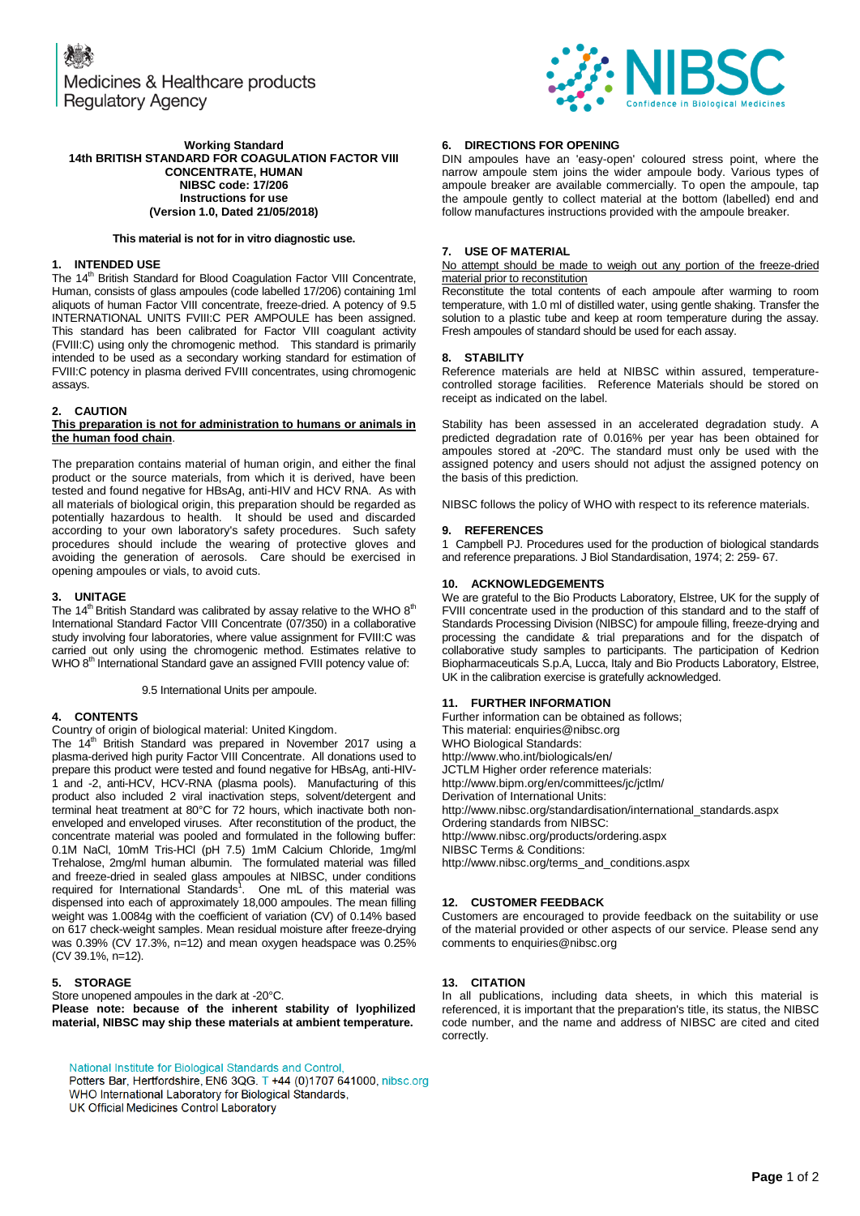Medicines & Healthcare products Regulatory Agency

**Working Standard**
**14th BRITISH STANDARD FOR COAGULATION FACTOR VIII CONCENTRATE, HUMAN**
**NIBSC code: 17/206**
**Instructions for use**
**(Version 1.0, Dated 21/05/2018)**

**This material is not for in vitro diagnostic use.**

## 1. INTENDED USE

The 14th British Standard for Blood Coagulation Factor VIII Concentrate, Human, consists of glass ampoules (code labelled 17/206) containing 1ml aliquots of human Factor VIII concentrate, freeze-dried. A potency of 9.5 INTERNATIONAL UNITS FVIII:C PER AMPOULE has been assigned. This standard has been calibrated for Factor VIII coagulant activity (FVIII:C) using only the chromogenic method. This standard is primarily intended to be used as a secondary working standard for estimation of FVIII:C potency in plasma derived FVIII concentrates, using chromogenic assays.

## 2. CAUTION

**This preparation is not for administration to humans or animals in the human food chain**.

The preparation contains material of human origin, and either the final product or the source materials, from which it is derived, have been tested and found negative for HBsAg, anti-HIV and HCV RNA. As with all materials of biological origin, this preparation should be regarded as potentially hazardous to health. It should be used and discarded according to your own laboratory's safety procedures. Such safety procedures should include the wearing of protective gloves and avoiding the generation of aerosols. Care should be exercised in opening ampoules or vials, to avoid cuts.

## 3. UNITAGE

The 14th British Standard was calibrated by assay relative to the WHO 8th International Standard Factor VIII Concentrate (07/350) in a collaborative study involving four laboratories, where value assignment for FVIII:C was carried out only using the chromogenic method. Estimates relative to WHO 8th International Standard gave an assigned FVIII potency value of:

9.5 International Units per ampoule.

## 4. CONTENTS

Country of origin of biological material: United Kingdom.
The 14th British Standard was prepared in November 2017 using a plasma-derived high purity Factor VIII Concentrate. All donations used to prepare this product were tested and found negative for HBsAg, anti-HIV-1 and -2, anti-HCV, HCV-RNA (plasma pools). Manufacturing of this product also included 2 viral inactivation steps, solvent/detergent and terminal heat treatment at 80°C for 72 hours, which inactivate both non-enveloped and enveloped viruses. After reconstitution of the product, the concentrate material was pooled and formulated in the following buffer: 0.1M NaCl, 10mM Tris-HCl (pH 7.5) 1mM Calcium Chloride, 1mg/ml Trehalose, 2mg/ml human albumin. The formulated material was filled and freeze-dried in sealed glass ampoules at NIBSC, under conditions required for International Standards[1]. One mL of this material was dispensed into each of approximately 18,000 ampoules. The mean filling weight was 1.0084g with the coefficient of variation (CV) of 0.14% based on 617 check-weight samples. Mean residual moisture after freeze-drying was 0.39% (CV 17.3%, n=12) and mean oxygen headspace was 0.25% (CV 39.1%, n=12).

## 5. STORAGE

Store unopened ampoules in the dark at -20°C.
**Please note: because of the inherent stability of lyophilized material, NIBSC may ship these materials at ambient temperature.**

## 6. DIRECTIONS FOR OPENING

DIN ampoules have an 'easy-open' coloured stress point, where the narrow ampoule stem joins the wider ampoule body. Various types of ampoule breaker are available commercially. To open the ampoule, tap the ampoule gently to collect material at the bottom (labelled) end and follow manufactures instructions provided with the ampoule breaker.

## 7. USE OF MATERIAL

<u>No attempt should be made to weigh out any portion of the freeze-dried material prior to reconstitution</u>

Reconstitute the total contents of each ampoule after warming to room temperature, with 1.0 ml of distilled water, using gentle shaking. Transfer the solution to a plastic tube and keep at room temperature during the assay. Fresh ampoules of standard should be used for each assay.

## 8. STABILITY

Reference materials are held at NIBSC within assured, temperature-controlled storage facilities. Reference Materials should be stored on receipt as indicated on the label.

Stability has been assessed in an accelerated degradation study. A predicted degradation rate of 0.016% per year has been obtained for ampoules stored at -20ºC. The standard must only be used with the assigned potency and users should not adjust the assigned potency on the basis of this prediction.

NIBSC follows the policy of WHO with respect to its reference materials.

## 9. REFERENCES

1 Campbell PJ. Procedures used for the production of biological standards and reference preparations. J Biol Standardisation, 1974; 2: 259- 67.

## 10. ACKNOWLEDGEMENTS

We are grateful to the Bio Products Laboratory, Elstree, UK for the supply of FVIII concentrate used in the production of this standard and to the staff of Standards Processing Division (NIBSC) for ampoule filling, freeze-drying and processing the candidate & trial preparations and for the dispatch of collaborative study samples to participants. The participation of Kedrion Biopharmaceuticals S.p.A, Lucca, Italy and Bio Products Laboratory, Elstree, UK in the calibration exercise is gratefully acknowledged.

## 11. FURTHER INFORMATION

Further information can be obtained as follows;
This material: enquiries@nibsc.org
WHO Biological Standards:
http://www.who.int/biologicals/en/
JCTLM Higher order reference materials:
http://www.bipm.org/en/committees/jc/jctlm/
Derivation of International Units:
http://www.nibsc.org/standardisation/international_standards.aspx
Ordering standards from NIBSC:
http://www.nibsc.org/products/ordering.aspx
NIBSC Terms & Conditions:
http://www.nibsc.org/terms_and_conditions.aspx

## 12. CUSTOMER FEEDBACK

Customers are encouraged to provide feedback on the suitability or use of the material provided or other aspects of our service. Please send any comments to enquiries@nibsc.org

## 13. CITATION

In all publications, including data sheets, in which this material is referenced, it is important that the preparation's title, its status, the NIBSC code number, and the name and address of NIBSC are cited and cited correctly.

National Institute for Biological Standards and Control,
Potters Bar, Hertfordshire, EN6 3QG. T +44 (0)1707 641000, nibsc.org
WHO International Laboratory for Biological Standards,
UK Official Medicines Control Laboratory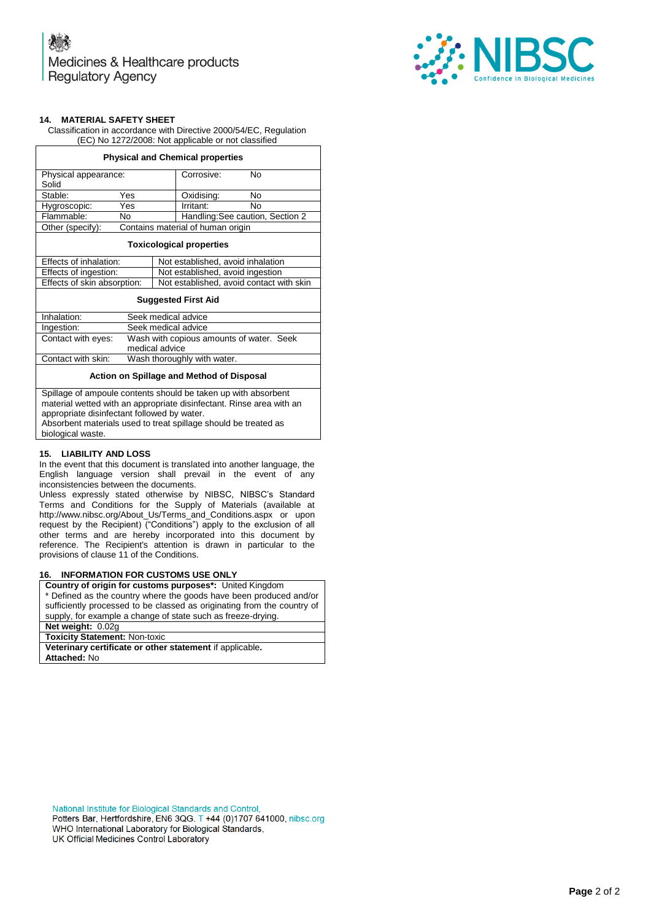## 14. MATERIAL SAFETY SHEET

Classification in accordance with Directive 2000/54/EC, Regulation (EC) No 1272/2008: Not applicable or not classified

| Physical and Chemical properties | | | |
|---|---|---|---|
| Physical appearance: Solid | | Corrosive: | No |
| Stable: | Yes | Oxidising: | No |
| Hygroscopic: | Yes | Irritant: | No |
| Flammable: | No | Handling:See caution, Section 2 | |
| Other (specify): | Contains material of human origin | | |

| Toxicological properties | |
|---|---|
| Effects of inhalation: | Not established, avoid inhalation |
| Effects of ingestion: | Not established, avoid ingestion |
| Effects of skin absorption: | Not established, avoid contact with skin |

| Suggested First Aid | |
|---|---|
| Inhalation: | Seek medical advice |
| Ingestion: | Seek medical advice |
| Contact with eyes: | Wash with copious amounts of water. Seek medical advice |
| Contact with skin: | Wash thoroughly with water. |

| Action on Spillage and Method of Disposal |
|---|
| Spillage of ampoule contents should be taken up with absorbent material wetted with an appropriate disinfectant. Rinse area with an appropriate disinfectant followed by water. Absorbent materials used to treat spillage should be treated as biological waste. |

## 15. LIABILITY AND LOSS

In the event that this document is translated into another language, the English language version shall prevail in the event of any inconsistencies between the documents.

Unless expressly stated otherwise by NIBSC, NIBSC's Standard Terms and Conditions for the Supply of Materials (available at http://www.nibsc.org/About_Us/Terms_and_Conditions.aspx or upon request by the Recipient) ("Conditions") apply to the exclusion of all other terms and are hereby incorporated into this document by reference. The Recipient's attention is drawn in particular to the provisions of clause 11 of the Conditions.

## 16. INFORMATION FOR CUSTOMS USE ONLY

| |
|---|
| **Country of origin for customs purposes\*:** United Kingdom<br>\* Defined as the country where the goods have been produced and/or sufficiently processed to be classed as originating from the country of supply, for example a change of state such as freeze-drying. |
| **Net weight:** 0.02g |
| **Toxicity Statement:** Non-toxic |
| **Veterinary certificate or other statement** if applicable**.**<br>**Attached:** No |

National Institute for Biological Standards and Control,
Potters Bar, Hertfordshire, EN6 3QG. T +44 (0)1707 641000, nibsc.org
WHO International Laboratory for Biological Standards,
UK Official Medicines Control Laboratory